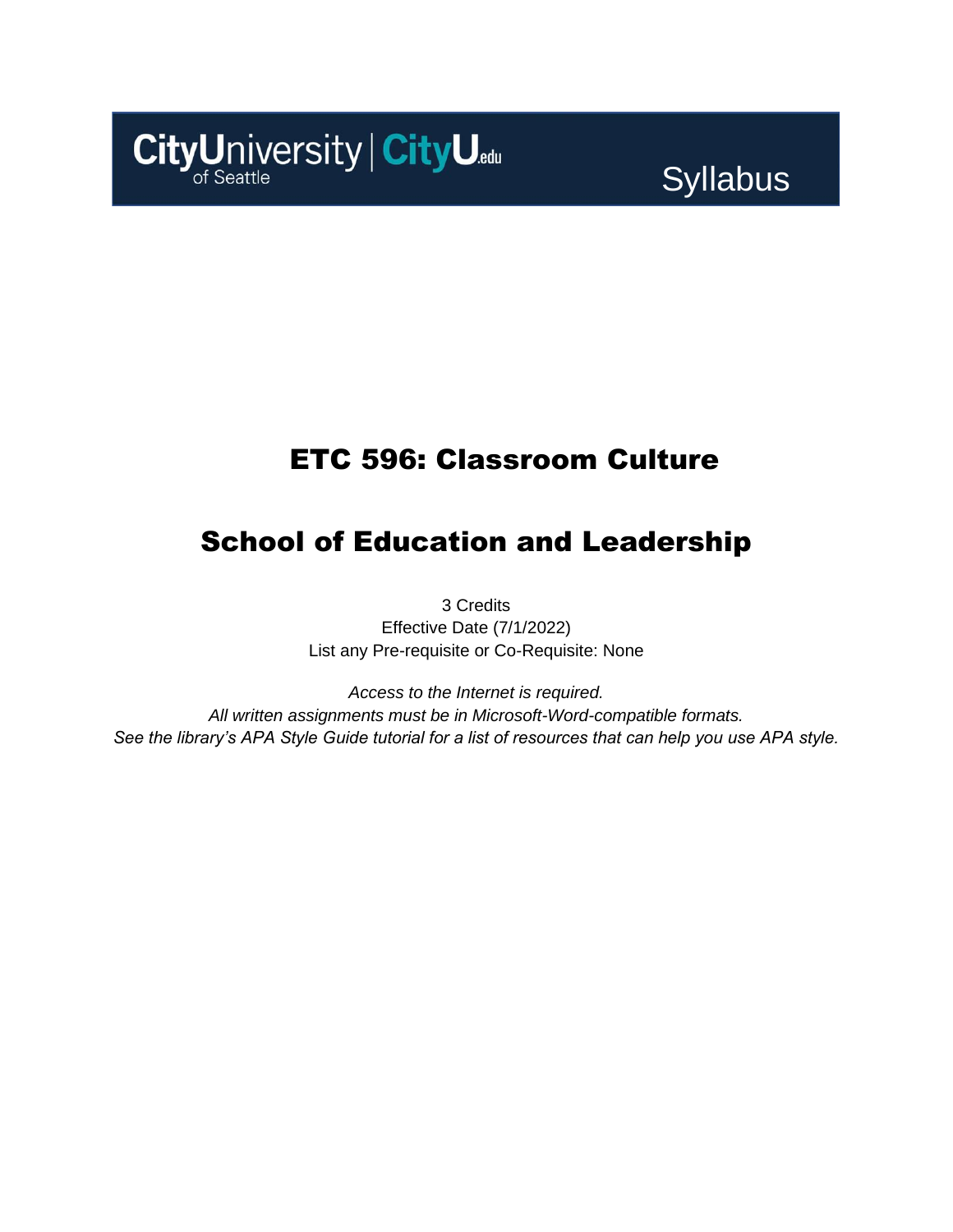CityUniversity of Seattle | CityU.edu

Syllabus

# ETC 596: Classroom Culture

## School of Education and Leadership

3 Credits
Effective Date (7/1/2022)
List any Pre-requisite or Co-Requisite: None

*Access to the Internet is required.*
*All written assignments must be in Microsoft-Word-compatible formats.*
*See the library's APA Style Guide tutorial for a list of resources that can help you use APA style.*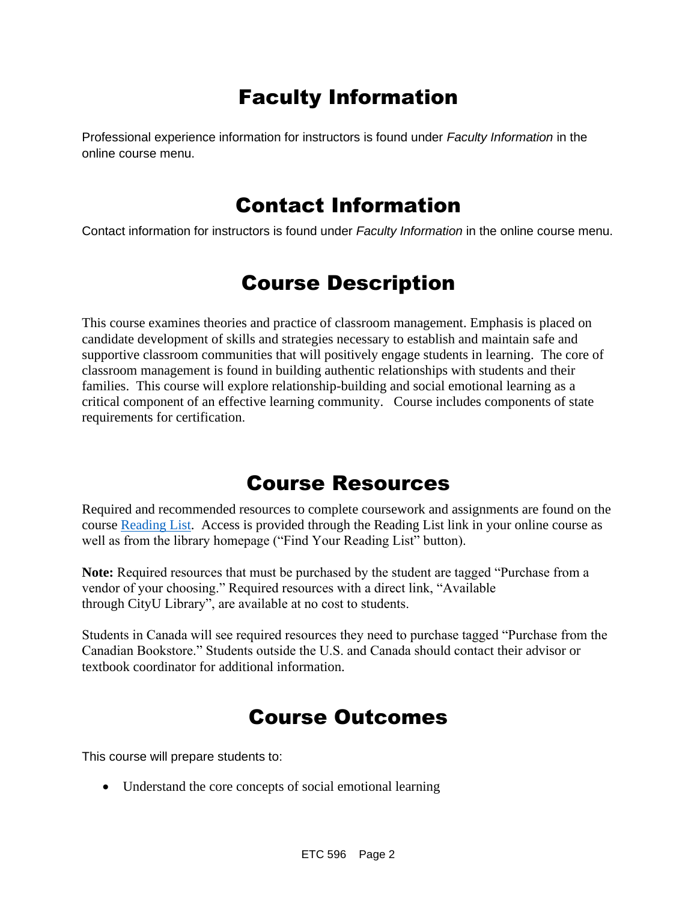# Faculty Information

Professional experience information for instructors is found under *Faculty Information* in the online course menu.

# Contact Information

Contact information for instructors is found under *Faculty Information* in the online course menu.

# Course Description

This course examines theories and practice of classroom management. Emphasis is placed on candidate development of skills and strategies necessary to establish and maintain safe and supportive classroom communities that will positively engage students in learning. The core of classroom management is found in building authentic relationships with students and their families. This course will explore relationship-building and social emotional learning as a critical component of an effective learning community. Course includes components of state requirements for certification.

# Course Resources

Required and recommended resources to complete coursework and assignments are found on the course Reading List. Access is provided through the Reading List link in your online course as well as from the library homepage ("Find Your Reading List" button).

**Note:** Required resources that must be purchased by the student are tagged "Purchase from a vendor of your choosing." Required resources with a direct link, "Available through CityU Library", are available at no cost to students.

Students in Canada will see required resources they need to purchase tagged "Purchase from the Canadian Bookstore." Students outside the U.S. and Canada should contact their advisor or textbook coordinator for additional information.

# Course Outcomes

This course will prepare students to:

- Understand the core concepts of social emotional learning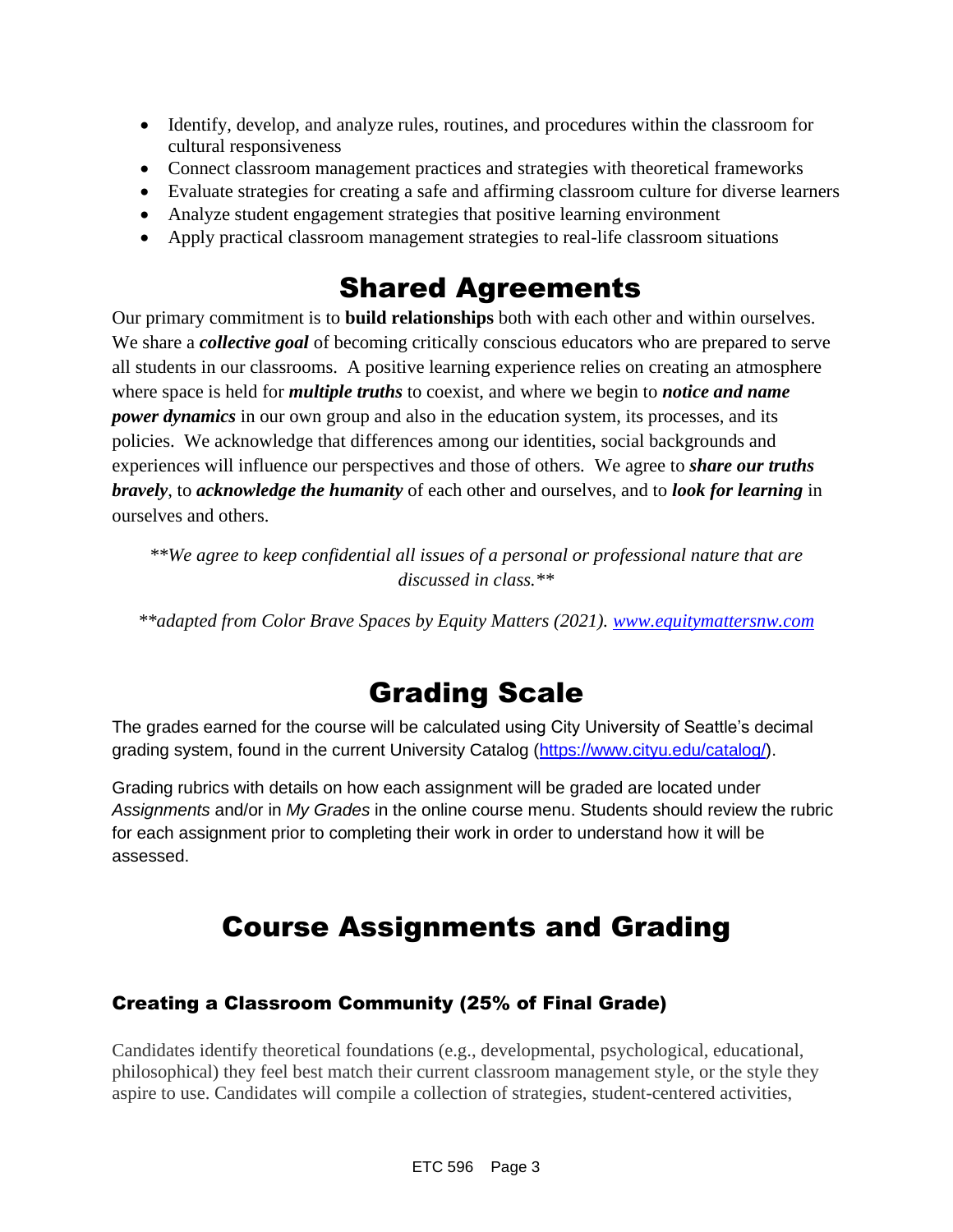- Identify, develop, and analyze rules, routines, and procedures within the classroom for cultural responsiveness
- Connect classroom management practices and strategies with theoretical frameworks
- Evaluate strategies for creating a safe and affirming classroom culture for diverse learners
- Analyze student engagement strategies that positive learning environment
- Apply practical classroom management strategies to real-life classroom situations

# Shared Agreements

Our primary commitment is to **build relationships** both with each other and within ourselves. We share a ***collective goal*** of becoming critically conscious educators who are prepared to serve all students in our classrooms. A positive learning experience relies on creating an atmosphere where space is held for ***multiple truths*** to coexist, and where we begin to ***notice and name power dynamics*** in our own group and also in the education system, its processes, and its policies. We acknowledge that differences among our identities, social backgrounds and experiences will influence our perspectives and those of others. We agree to ***share our truths bravely***, to ***acknowledge the humanity*** of each other and ourselves, and to ***look for learning*** in ourselves and others.

*\*\*We agree to keep confidential all issues of a personal or professional nature that are discussed in class.\*\**

*\*\*adapted from Color Brave Spaces by Equity Matters (2021). [www.equitymattersnw.com](www.equitymattersnw.com)*

# Grading Scale

The grades earned for the course will be calculated using City University of Seattle's decimal grading system, found in the current University Catalog ([https://www.cityu.edu/catalog/](https://www.cityu.edu/catalog/)).

Grading rubrics with details on how each assignment will be graded are located under *Assignments* and/or in *My Grades* in the online course menu. Students should review the rubric for each assignment prior to completing their work in order to understand how it will be assessed.

# Course Assignments and Grading

### Creating a Classroom Community (25% of Final Grade)

Candidates identify theoretical foundations (e.g., developmental, psychological, educational, philosophical) they feel best match their current classroom management style, or the style they aspire to use. Candidates will compile a collection of strategies, student-centered activities,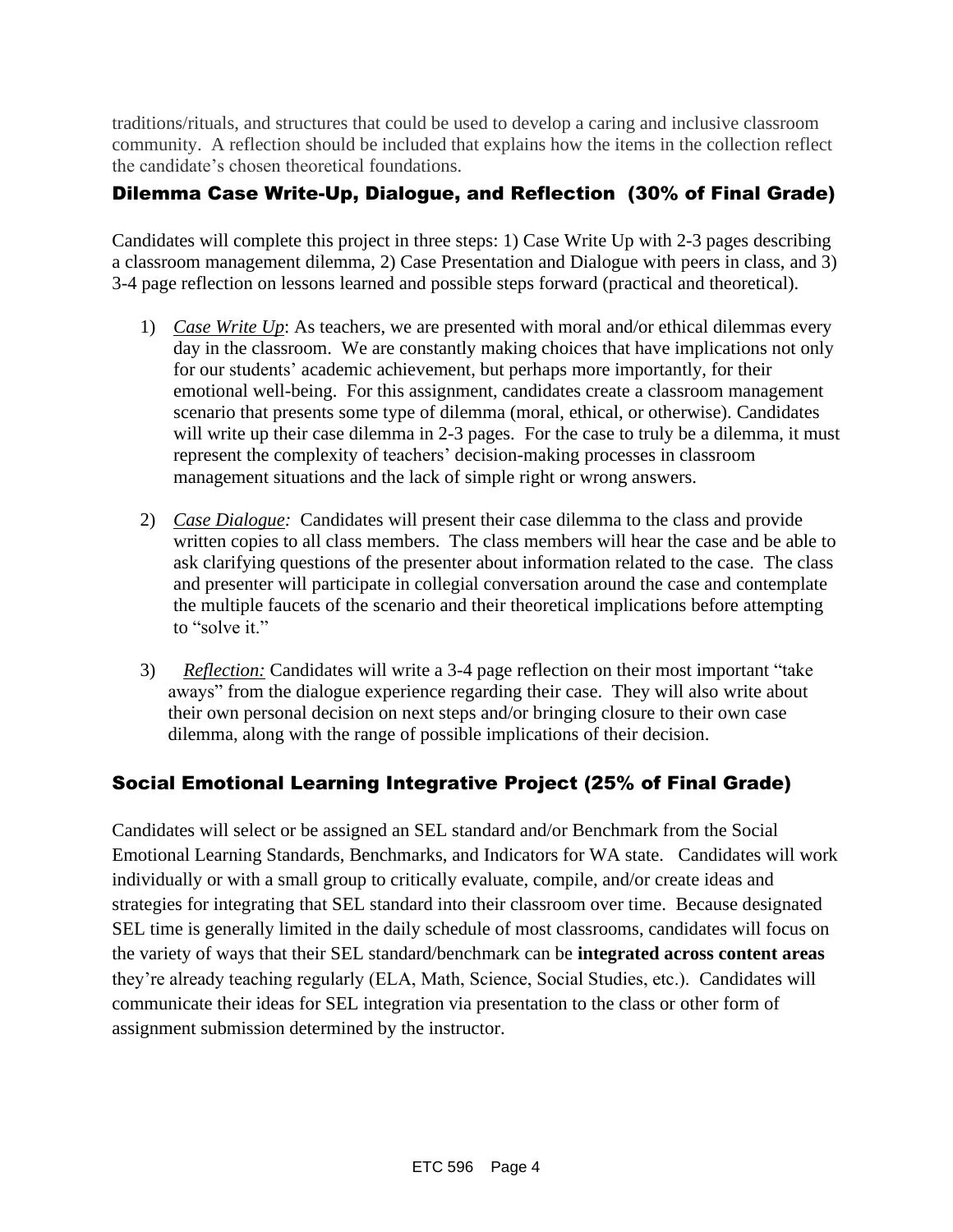traditions/rituals, and structures that could be used to develop a caring and inclusive classroom community. A reflection should be included that explains how the items in the collection reflect the candidate's chosen theoretical foundations.

## Dilemma Case Write-Up, Dialogue, and Reflection (30% of Final Grade)

Candidates will complete this project in three steps: 1) Case Write Up with 2-3 pages describing a classroom management dilemma, 2) Case Presentation and Dialogue with peers in class, and 3) 3-4 page reflection on lessons learned and possible steps forward (practical and theoretical).

1) *Case Write Up*: As teachers, we are presented with moral and/or ethical dilemmas every day in the classroom. We are constantly making choices that have implications not only for our students' academic achievement, but perhaps more importantly, for their emotional well-being. For this assignment, candidates create a classroom management scenario that presents some type of dilemma (moral, ethical, or otherwise). Candidates will write up their case dilemma in 2-3 pages. For the case to truly be a dilemma, it must represent the complexity of teachers' decision-making processes in classroom management situations and the lack of simple right or wrong answers.

2) *Case Dialogue:* Candidates will present their case dilemma to the class and provide written copies to all class members. The class members will hear the case and be able to ask clarifying questions of the presenter about information related to the case. The class and presenter will participate in collegial conversation around the case and contemplate the multiple faucets of the scenario and their theoretical implications before attempting to "solve it."

3) *Reflection:* Candidates will write a 3-4 page reflection on their most important "take aways" from the dialogue experience regarding their case. They will also write about their own personal decision on next steps and/or bringing closure to their own case dilemma, along with the range of possible implications of their decision.

## Social Emotional Learning Integrative Project (25% of Final Grade)

Candidates will select or be assigned an SEL standard and/or Benchmark from the Social Emotional Learning Standards, Benchmarks, and Indicators for WA state. Candidates will work individually or with a small group to critically evaluate, compile, and/or create ideas and strategies for integrating that SEL standard into their classroom over time. Because designated SEL time is generally limited in the daily schedule of most classrooms, candidates will focus on the variety of ways that their SEL standard/benchmark can be **integrated across content areas** they're already teaching regularly (ELA, Math, Science, Social Studies, etc.). Candidates will communicate their ideas for SEL integration via presentation to the class or other form of assignment submission determined by the instructor.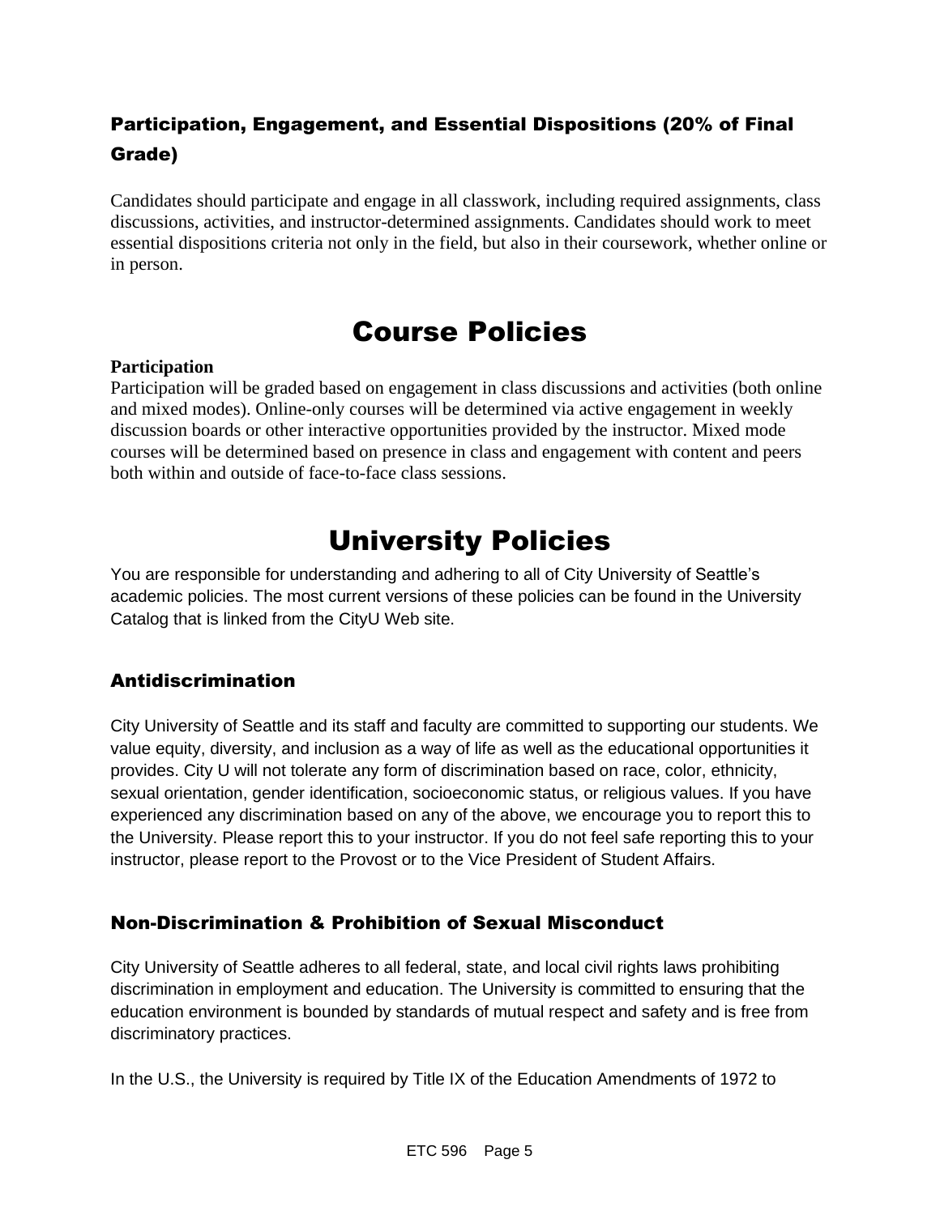### Participation, Engagement, and Essential Dispositions (20% of Final Grade)

Candidates should participate and engage in all classwork, including required assignments, class discussions, activities, and instructor-determined assignments. Candidates should work to meet essential dispositions criteria not only in the field, but also in their coursework, whether online or in person.

# Course Policies

**Participation**
Participation will be graded based on engagement in class discussions and activities (both online and mixed modes). Online-only courses will be determined via active engagement in weekly discussion boards or other interactive opportunities provided by the instructor. Mixed mode courses will be determined based on presence in class and engagement with content and peers both within and outside of face-to-face class sessions.

# University Policies

You are responsible for understanding and adhering to all of City University of Seattle's academic policies. The most current versions of these policies can be found in the University Catalog that is linked from the CityU Web site.

## Antidiscrimination

City University of Seattle and its staff and faculty are committed to supporting our students. We value equity, diversity, and inclusion as a way of life as well as the educational opportunities it provides. City U will not tolerate any form of discrimination based on race, color, ethnicity, sexual orientation, gender identification, socioeconomic status, or religious values. If you have experienced any discrimination based on any of the above, we encourage you to report this to the University. Please report this to your instructor. If you do not feel safe reporting this to your instructor, please report to the Provost or to the Vice President of Student Affairs.

## Non-Discrimination & Prohibition of Sexual Misconduct

City University of Seattle adheres to all federal, state, and local civil rights laws prohibiting discrimination in employment and education. The University is committed to ensuring that the education environment is bounded by standards of mutual respect and safety and is free from discriminatory practices.

In the U.S., the University is required by Title IX of the Education Amendments of 1972 to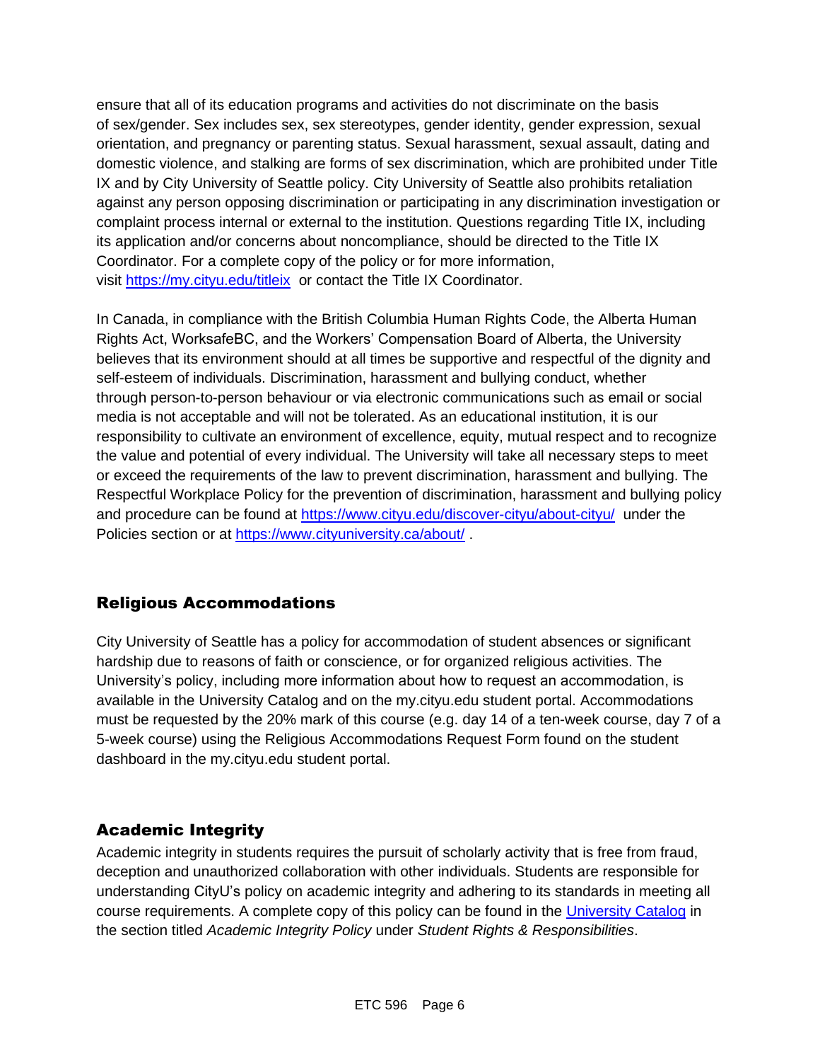ensure that all of its education programs and activities do not discriminate on the basis of sex/gender. Sex includes sex, sex stereotypes, gender identity, gender expression, sexual orientation, and pregnancy or parenting status. Sexual harassment, sexual assault, dating and domestic violence, and stalking are forms of sex discrimination, which are prohibited under Title IX and by City University of Seattle policy. City University of Seattle also prohibits retaliation against any person opposing discrimination or participating in any discrimination investigation or complaint process internal or external to the institution. Questions regarding Title IX, including its application and/or concerns about noncompliance, should be directed to the Title IX Coordinator. For a complete copy of the policy or for more information, visit [https://my.cityu.edu/titleix](https://my.cityu.edu/titleix) or contact the Title IX Coordinator.

In Canada, in compliance with the British Columbia Human Rights Code, the Alberta Human Rights Act, WorksafeBC, and the Workers' Compensation Board of Alberta, the University believes that its environment should at all times be supportive and respectful of the dignity and self-esteem of individuals. Discrimination, harassment and bullying conduct, whether through person-to-person behaviour or via electronic communications such as email or social media is not acceptable and will not be tolerated. As an educational institution, it is our responsibility to cultivate an environment of excellence, equity, mutual respect and to recognize the value and potential of every individual. The University will take all necessary steps to meet or exceed the requirements of the law to prevent discrimination, harassment and bullying. The Respectful Workplace Policy for the prevention of discrimination, harassment and bullying policy and procedure can be found at [https://www.cityu.edu/discover-cityu/about-cityu/](https://www.cityu.edu/discover-cityu/about-cityu/) under the Policies section or at [https://www.cityuniversity.ca/about/](https://www.cityuniversity.ca/about/) .

## Religious Accommodations

City University of Seattle has a policy for accommodation of student absences or significant hardship due to reasons of faith or conscience, or for organized religious activities. The University's policy, including more information about how to request an accommodation, is available in the University Catalog and on the my.cityu.edu student portal. Accommodations must be requested by the 20% mark of this course (e.g. day 14 of a ten-week course, day 7 of a 5-week course) using the Religious Accommodations Request Form found on the student dashboard in the my.cityu.edu student portal.

## Academic Integrity

Academic integrity in students requires the pursuit of scholarly activity that is free from fraud, deception and unauthorized collaboration with other individuals. Students are responsible for understanding CityU's policy on academic integrity and adhering to its standards in meeting all course requirements. A complete copy of this policy can be found in the University Catalog in the section titled *Academic Integrity Policy* under *Student Rights & Responsibilities*.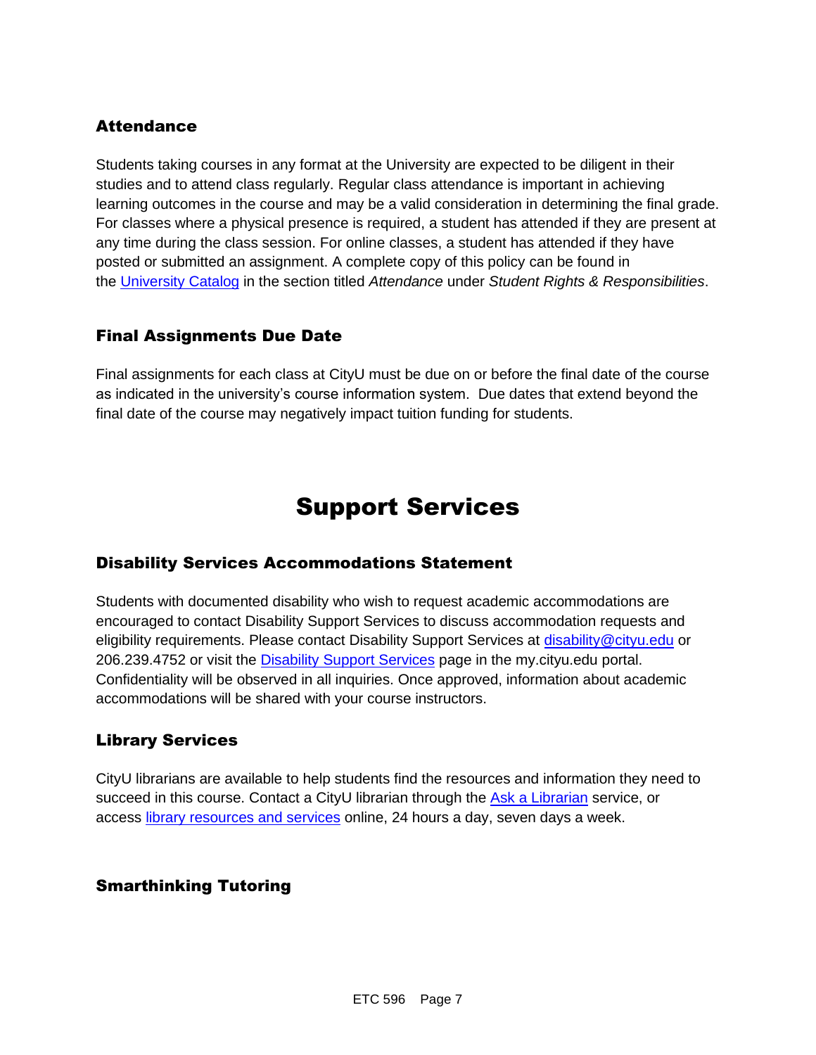### Attendance

Students taking courses in any format at the University are expected to be diligent in their studies and to attend class regularly. Regular class attendance is important in achieving learning outcomes in the course and may be a valid consideration in determining the final grade. For classes where a physical presence is required, a student has attended if they are present at any time during the class session. For online classes, a student has attended if they have posted or submitted an assignment. A complete copy of this policy can be found in the University Catalog in the section titled *Attendance* under *Student Rights & Responsibilities*.

### Final Assignments Due Date

Final assignments for each class at CityU must be due on or before the final date of the course as indicated in the university's course information system. Due dates that extend beyond the final date of the course may negatively impact tuition funding for students.

# Support Services

### Disability Services Accommodations Statement

Students with documented disability who wish to request academic accommodations are encouraged to contact Disability Support Services to discuss accommodation requests and eligibility requirements. Please contact Disability Support Services at disability@cityu.edu or 206.239.4752 or visit the Disability Support Services page in the my.cityu.edu portal. Confidentiality will be observed in all inquiries. Once approved, information about academic accommodations will be shared with your course instructors.

### Library Services

CityU librarians are available to help students find the resources and information they need to succeed in this course. Contact a CityU librarian through the Ask a Librarian service, or access library resources and services online, 24 hours a day, seven days a week.

### Smarthinking Tutoring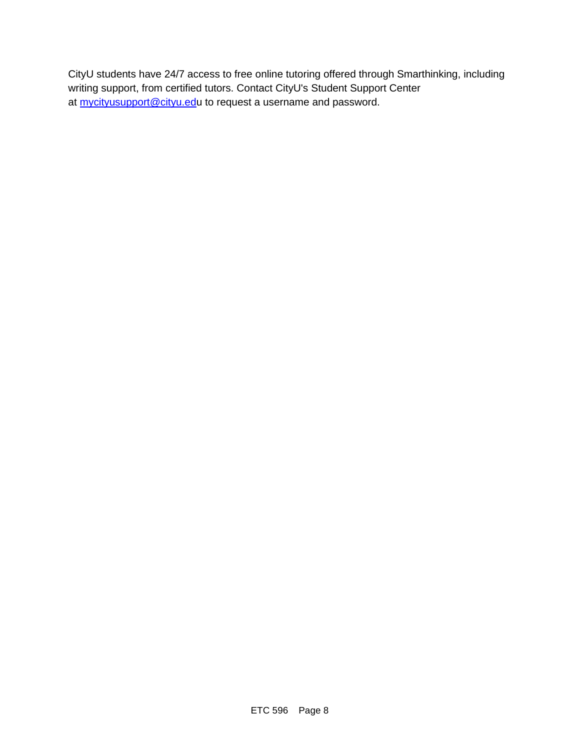CityU students have 24/7 access to free online tutoring offered through Smarthinking, including writing support, from certified tutors. Contact CityU's Student Support Center at [mycityusupport@cityu.ed](mailto:mycityusupport@cityu.edu)u to request a username and password.